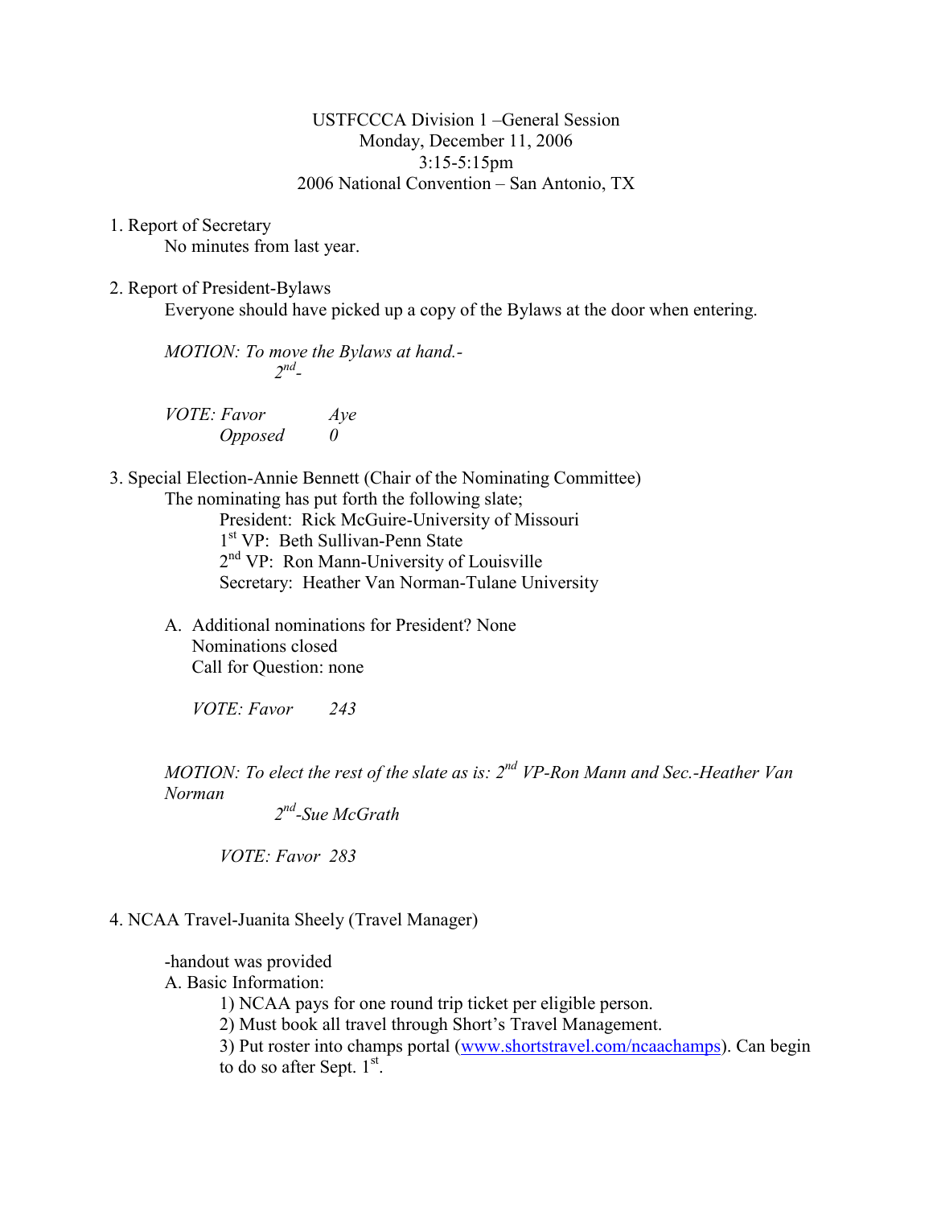USTFCCCA Division 1 –General Session
Monday, December 11, 2006
3:15-5:15pm
2006 National Convention – San Antonio, TX

1. Report of Secretary

   No minutes from last year.

2. Report of President-Bylaws

   Everyone should have picked up a copy of the Bylaws at the door when entering.

   *MOTION: To move the Bylaws at hand.-*
   *2nd-*

   *VOTE: Favor Aye*
   *Opposed 0*

3. Special Election-Annie Bennett (Chair of the Nominating Committee)

   The nominating has put forth the following slate;

   President: Rick McGuire-University of Missouri
   1st VP: Beth Sullivan-Penn State
   2nd VP: Ron Mann-University of Louisville
   Secretary: Heather Van Norman-Tulane University

   A. Additional nominations for President? None
      Nominations closed
      Call for Question: none

      *VOTE: Favor 243*

   *MOTION: To elect the rest of the slate as is: 2nd VP-Ron Mann and Sec.-Heather Van Norman*
   *2nd-Sue McGrath*

   *VOTE: Favor 283*

4. NCAA Travel-Juanita Sheely (Travel Manager)

   -handout was provided

   A. Basic Information:
      1) NCAA pays for one round trip ticket per eligible person.
      2) Must book all travel through Short's Travel Management.
      3) Put roster into champs portal (www.shortstravel.com/ncaachamps). Can begin to do so after Sept. 1st.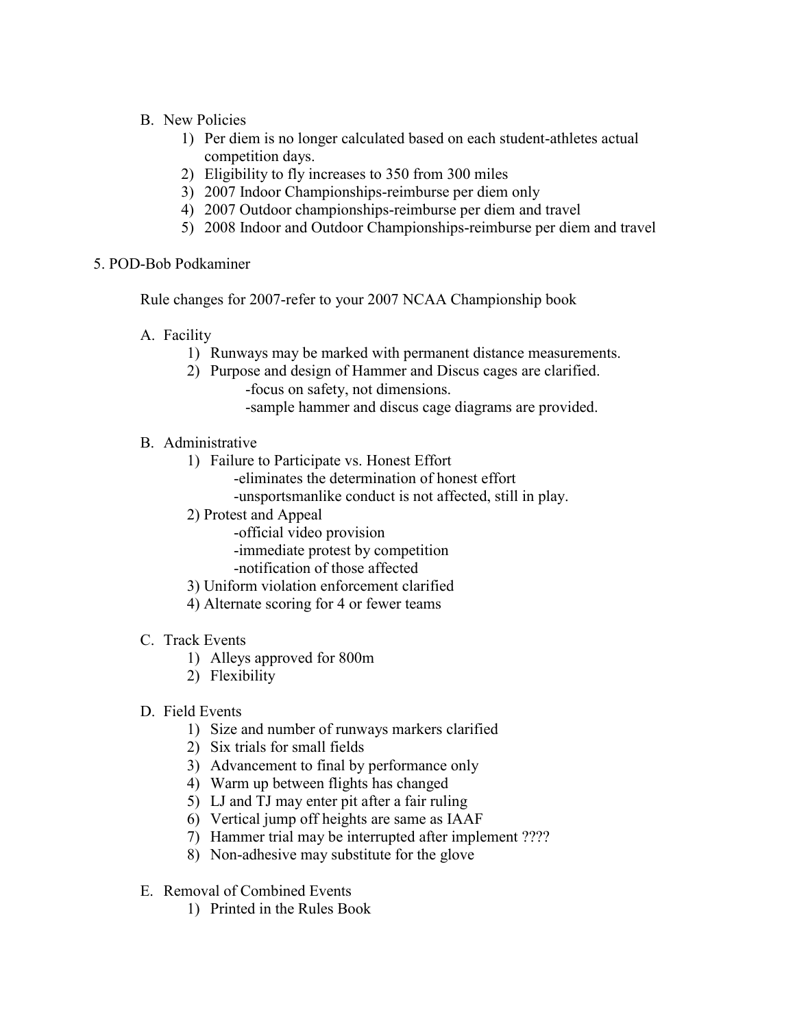B. New Policies
   1) Per diem is no longer calculated based on each student-athletes actual competition days.
   2) Eligibility to fly increases to 350 from 300 miles
   3) 2007 Indoor Championships-reimburse per diem only
   4) 2007 Outdoor championships-reimburse per diem and travel
   5) 2008 Indoor and Outdoor Championships-reimburse per diem and travel

5. POD-Bob Podkaminer

Rule changes for 2007-refer to your 2007 NCAA Championship book

A. Facility
   1) Runways may be marked with permanent distance measurements.
   2) Purpose and design of Hammer and Discus cages are clarified.
      -focus on safety, not dimensions.
      -sample hammer and discus cage diagrams are provided.

B. Administrative
   1) Failure to Participate vs. Honest Effort
      -eliminates the determination of honest effort
      -unsportsmanlike conduct is not affected, still in play.
   2) Protest and Appeal
      -official video provision
      -immediate protest by competition
      -notification of those affected
   3) Uniform violation enforcement clarified
   4) Alternate scoring for 4 or fewer teams

C. Track Events
   1) Alleys approved for 800m
   2) Flexibility

D. Field Events
   1) Size and number of runways markers clarified
   2) Six trials for small fields
   3) Advancement to final by performance only
   4) Warm up between flights has changed
   5) LJ and TJ may enter pit after a fair ruling
   6) Vertical jump off heights are same as IAAF
   7) Hammer trial may be interrupted after implement ????
   8) Non-adhesive may substitute for the glove

E. Removal of Combined Events
   1) Printed in the Rules Book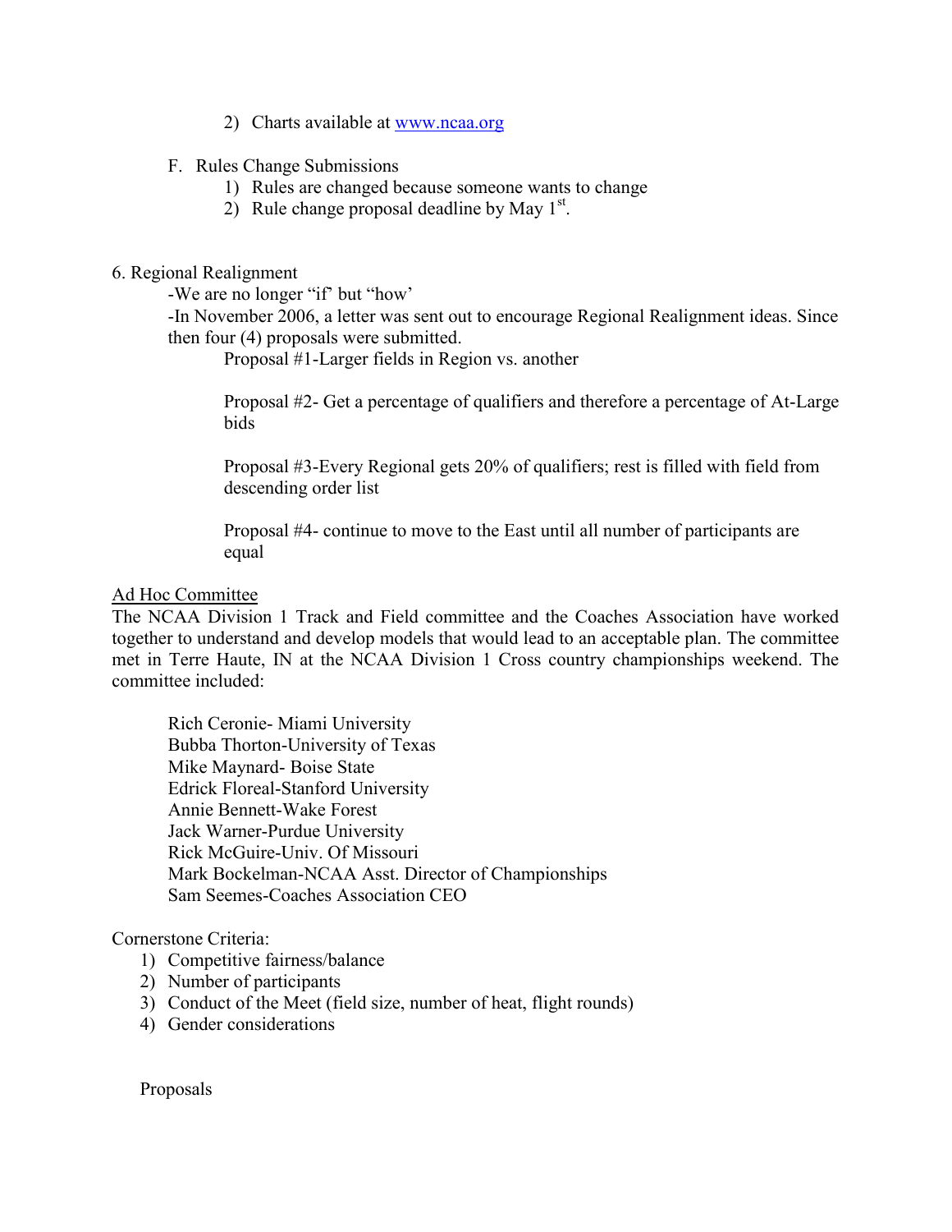2) Charts available at www.ncaa.org

F. Rules Change Submissions
   1) Rules are changed because someone wants to change
   2) Rule change proposal deadline by May 1st.

6. Regional Realignment

-We are no longer “if’ but “how’

-In November 2006, a letter was sent out to encourage Regional Realignment ideas. Since then four (4) proposals were submitted.

Proposal #1-Larger fields in Region vs. another

Proposal #2- Get a percentage of qualifiers and therefore a percentage of At-Large bids

Proposal #3-Every Regional gets 20% of qualifiers; rest is filled with field from descending order list

Proposal #4- continue to move to the East until all number of participants are equal

<u>Ad Hoc Committee</u>

The NCAA Division 1 Track and Field committee and the Coaches Association have worked together to understand and develop models that would lead to an acceptable plan. The committee met in Terre Haute, IN at the NCAA Division 1 Cross country championships weekend. The committee included:

Rich Ceronie- Miami University  
Bubba Thorton-University of Texas  
Mike Maynard- Boise State  
Edrick Floreal-Stanford University  
Annie Bennett-Wake Forest  
Jack Warner-Purdue University  
Rick McGuire-Univ. Of Missouri  
Mark Bockelman-NCAA Asst. Director of Championships  
Sam Seemes-Coaches Association CEO

Cornerstone Criteria:

1) Competitive fairness/balance
2) Number of participants
3) Conduct of the Meet (field size, number of heat, flight rounds)
4) Gender considerations

Proposals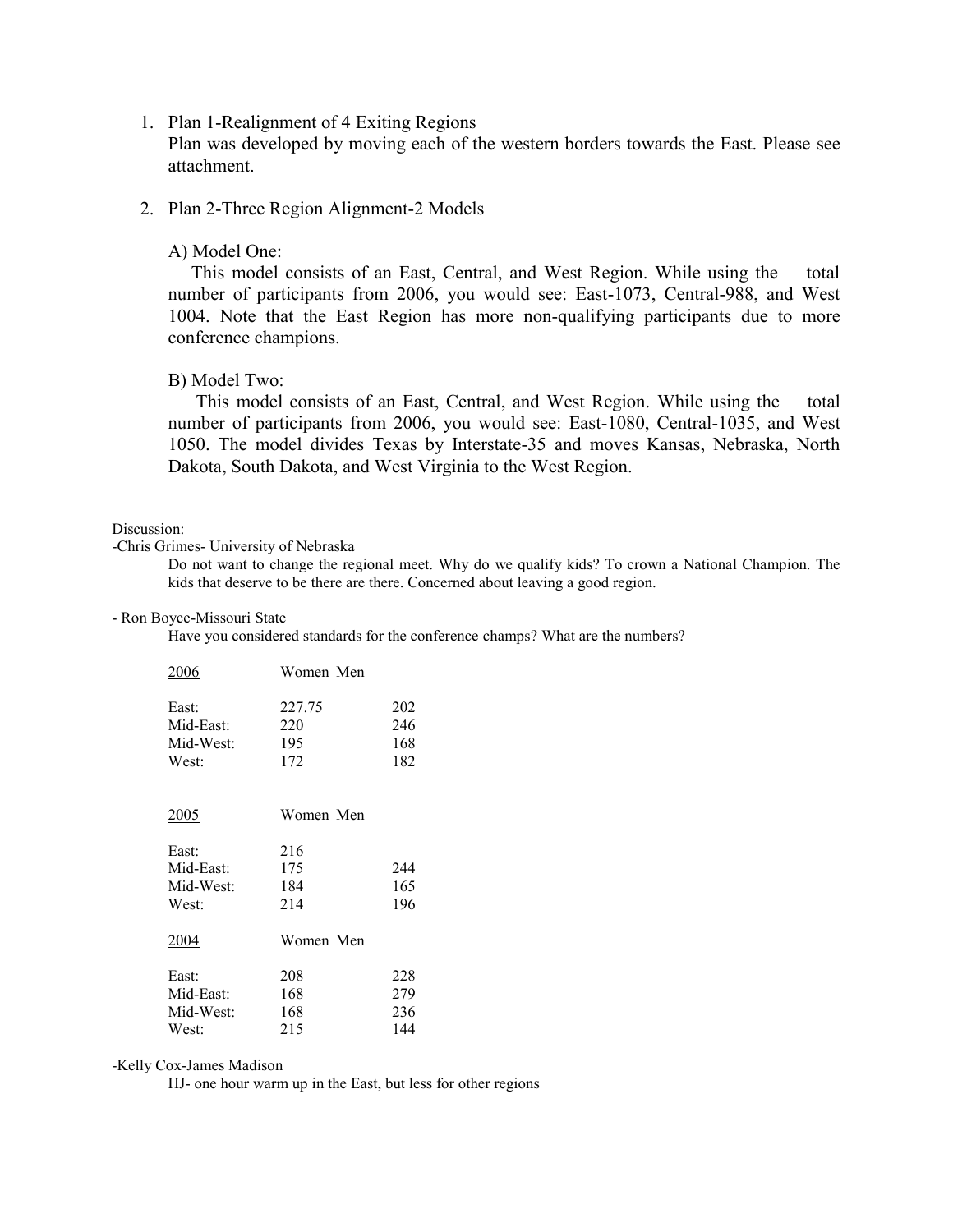1. Plan 1-Realignment of 4 Exiting Regions
   Plan was developed by moving each of the western borders towards the East. Please see attachment.

2. Plan 2-Three Region Alignment-2 Models

   A) Model One:
   This model consists of an East, Central, and West Region. While using the total number of participants from 2006, you would see: East-1073, Central-988, and West 1004. Note that the East Region has more non-qualifying participants due to more conference champions.

   B) Model Two:
   This model consists of an East, Central, and West Region. While using the total number of participants from 2006, you would see: East-1080, Central-1035, and West 1050. The model divides Texas by Interstate-35 and moves Kansas, Nebraska, North Dakota, South Dakota, and West Virginia to the West Region.

Discussion:

-Chris Grimes- University of Nebraska

Do not want to change the regional meet. Why do we qualify kids? To crown a National Champion. The kids that deserve to be there are there. Concerned about leaving a good region.

- Ron Boyce-Missouri State

Have you considered standards for the conference champs? What are the numbers?

| 2006 | Women | Men |
|---|---|---|
| East: | 227.75 | 202 |
| Mid-East: | 220 | 246 |
| Mid-West: | 195 | 168 |
| West: | 172 | 182 |

| 2005 | Women | Men |
|---|---|---|
| East: | 216 | |
| Mid-East: | 175 | 244 |
| Mid-West: | 184 | 165 |
| West: | 214 | 196 |

| 2004 | Women | Men |
|---|---|---|
| East: | 208 | 228 |
| Mid-East: | 168 | 279 |
| Mid-West: | 168 | 236 |
| West: | 215 | 144 |

-Kelly Cox-James Madison

HJ- one hour warm up in the East, but less for other regions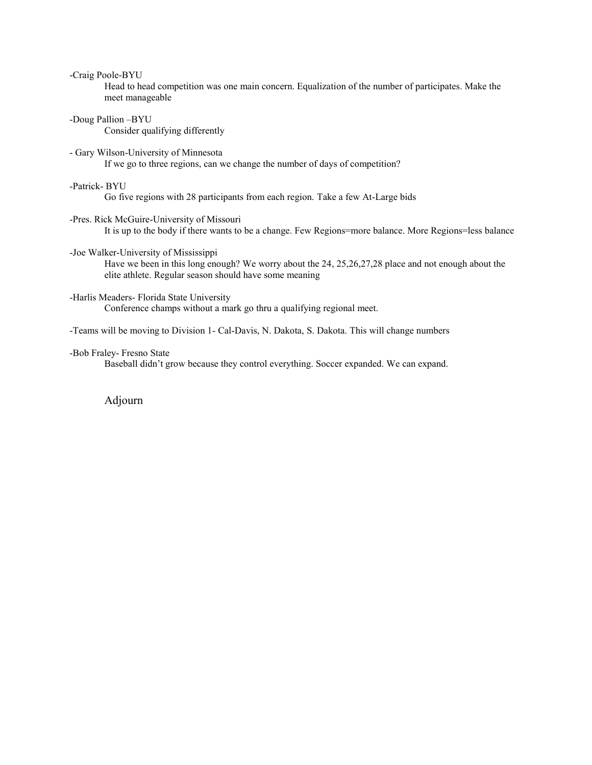-Craig Poole-BYU

Head to head competition was one main concern. Equalization of the number of participates. Make the meet manageable

-Doug Pallion –BYU

Consider qualifying differently

- Gary Wilson-University of Minnesota

If we go to three regions, can we change the number of days of competition?

-Patrick- BYU

Go five regions with 28 participants from each region. Take a few At-Large bids

-Pres. Rick McGuire-University of Missouri

It is up to the body if there wants to be a change. Few Regions=more balance. More Regions=less balance

-Joe Walker-University of Mississippi

Have we been in this long enough? We worry about the 24, 25,26,27,28 place and not enough about the elite athlete. Regular season should have some meaning

-Harlis Meaders- Florida State University

Conference champs without a mark go thru a qualifying regional meet.

-Teams will be moving to Division 1- Cal-Davis, N. Dakota, S. Dakota. This will change numbers

-Bob Fraley- Fresno State

Baseball didn't grow because they control everything. Soccer expanded. We can expand.

Adjourn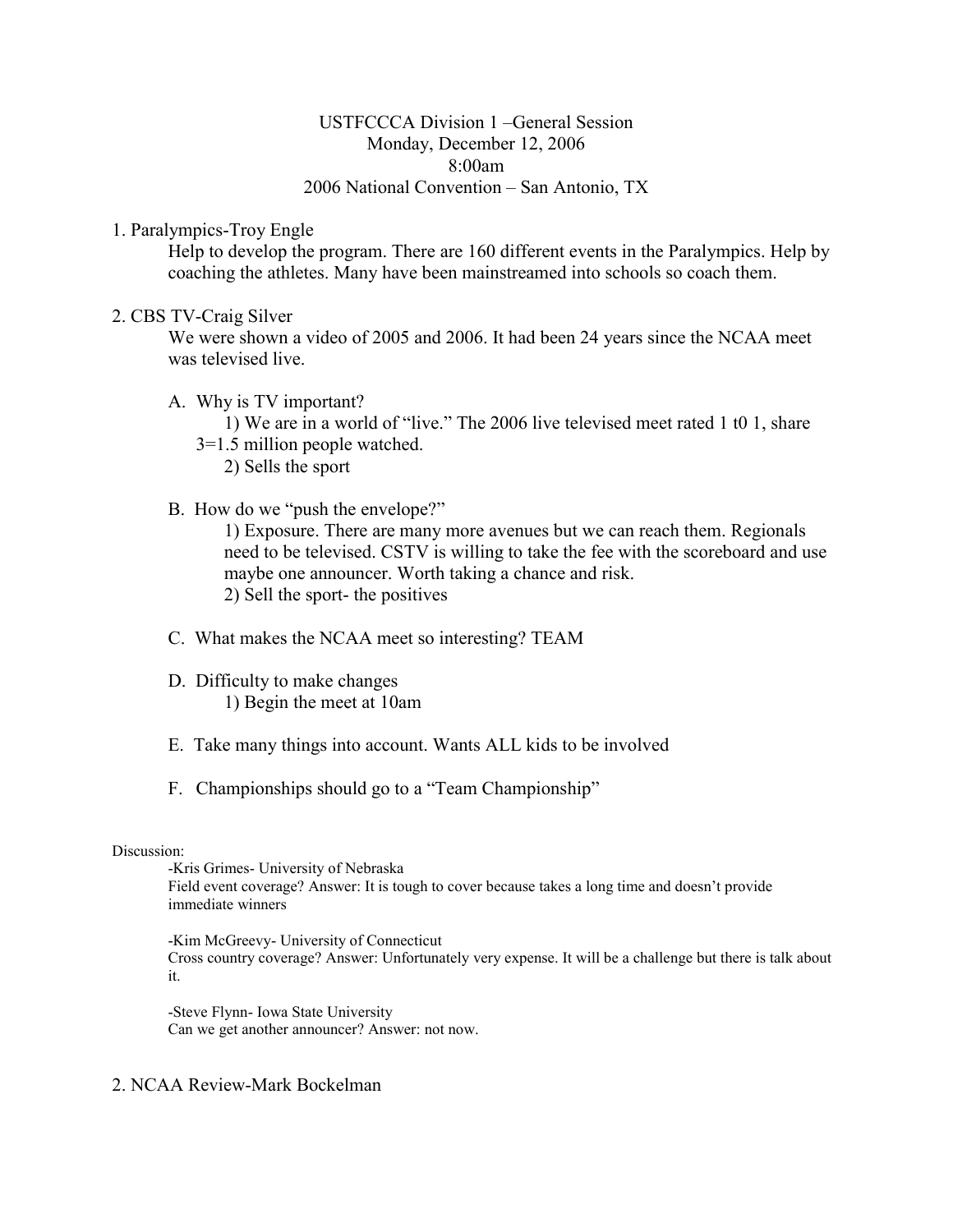USTFCCCA Division 1 –General Session
Monday, December 12, 2006
8:00am
2006 National Convention – San Antonio, TX

1. Paralympics-Troy Engle

    Help to develop the program. There are 160 different events in the Paralympics. Help by coaching the athletes. Many have been mainstreamed into schools so coach them.

2. CBS TV-Craig Silver

    We were shown a video of 2005 and 2006. It had been 24 years since the NCAA meet was televised live.

    A. Why is TV important?
        1) We are in a world of "live." The 2006 live televised meet rated 1 t0 1, share 3=1.5 million people watched.
        2) Sells the sport

    B. How do we "push the envelope?"
        1) Exposure. There are many more avenues but we can reach them. Regionals need to be televised. CSTV is willing to take the fee with the scoreboard and use maybe one announcer. Worth taking a chance and risk.
        2) Sell the sport- the positives

    C. What makes the NCAA meet so interesting? TEAM

    D. Difficulty to make changes
        1) Begin the meet at 10am

    E. Take many things into account. Wants ALL kids to be involved

    F. Championships should go to a "Team Championship"

Discussion:

-Kris Grimes- University of Nebraska
Field event coverage? Answer: It is tough to cover because takes a long time and doesn't provide immediate winners

-Kim McGreevy- University of Connecticut
Cross country coverage? Answer: Unfortunately very expense. It will be a challenge but there is talk about it.

-Steve Flynn- Iowa State University
Can we get another announcer? Answer: not now.

2. NCAA Review-Mark Bockelman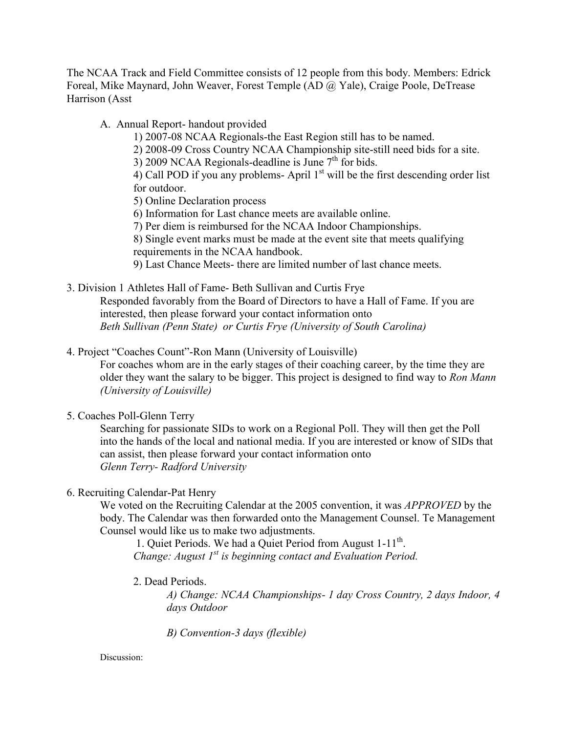The NCAA Track and Field Committee consists of 12 people from this body. Members: Edrick Foreal, Mike Maynard, John Weaver, Forest Temple (AD @ Yale), Craige Poole, DeTrease Harrison (Asst

A. Annual Report- handout provided
   1) 2007-08 NCAA Regionals-the East Region still has to be named.
   2) 2008-09 Cross Country NCAA Championship site-still need bids for a site.
   3) 2009 NCAA Regionals-deadline is June 7th for bids.
   4) Call POD if you any problems- April 1st will be the first descending order list for outdoor.
   5) Online Declaration process
   6) Information for Last chance meets are available online.
   7) Per diem is reimbursed for the NCAA Indoor Championships.
   8) Single event marks must be made at the event site that meets qualifying requirements in the NCAA handbook.
   9) Last Chance Meets- there are limited number of last chance meets.

3. Division 1 Athletes Hall of Fame- Beth Sullivan and Curtis Frye
   Responded favorably from the Board of Directors to have a Hall of Fame. If you are interested, then please forward your contact information onto
   *Beth Sullivan (Penn State) or Curtis Frye (University of South Carolina)*

4. Project "Coaches Count"-Ron Mann (University of Louisville)
   For coaches whom are in the early stages of their coaching career, by the time they are older they want the salary to be bigger. This project is designed to find way to *Ron Mann (University of Louisville)*

5. Coaches Poll-Glenn Terry
   Searching for passionate SIDs to work on a Regional Poll. They will then get the Poll into the hands of the local and national media. If you are interested or know of SIDs that can assist, then please forward your contact information onto
   *Glenn Terry- Radford University*

6. Recruiting Calendar-Pat Henry
   We voted on the Recruiting Calendar at the 2005 convention, it was *APPROVED* by the body. The Calendar was then forwarded onto the Management Counsel. Te Management Counsel would like us to make two adjustments.

   1. Quiet Periods. We had a Quiet Period from August 1-11th.
   *Change: August 1st is beginning contact and Evaluation Period.*

   2. Dead Periods.

   *A) Change: NCAA Championships- 1 day Cross Country, 2 days Indoor, 4 days Outdoor*

   *B) Convention-3 days (flexible)*

Discussion: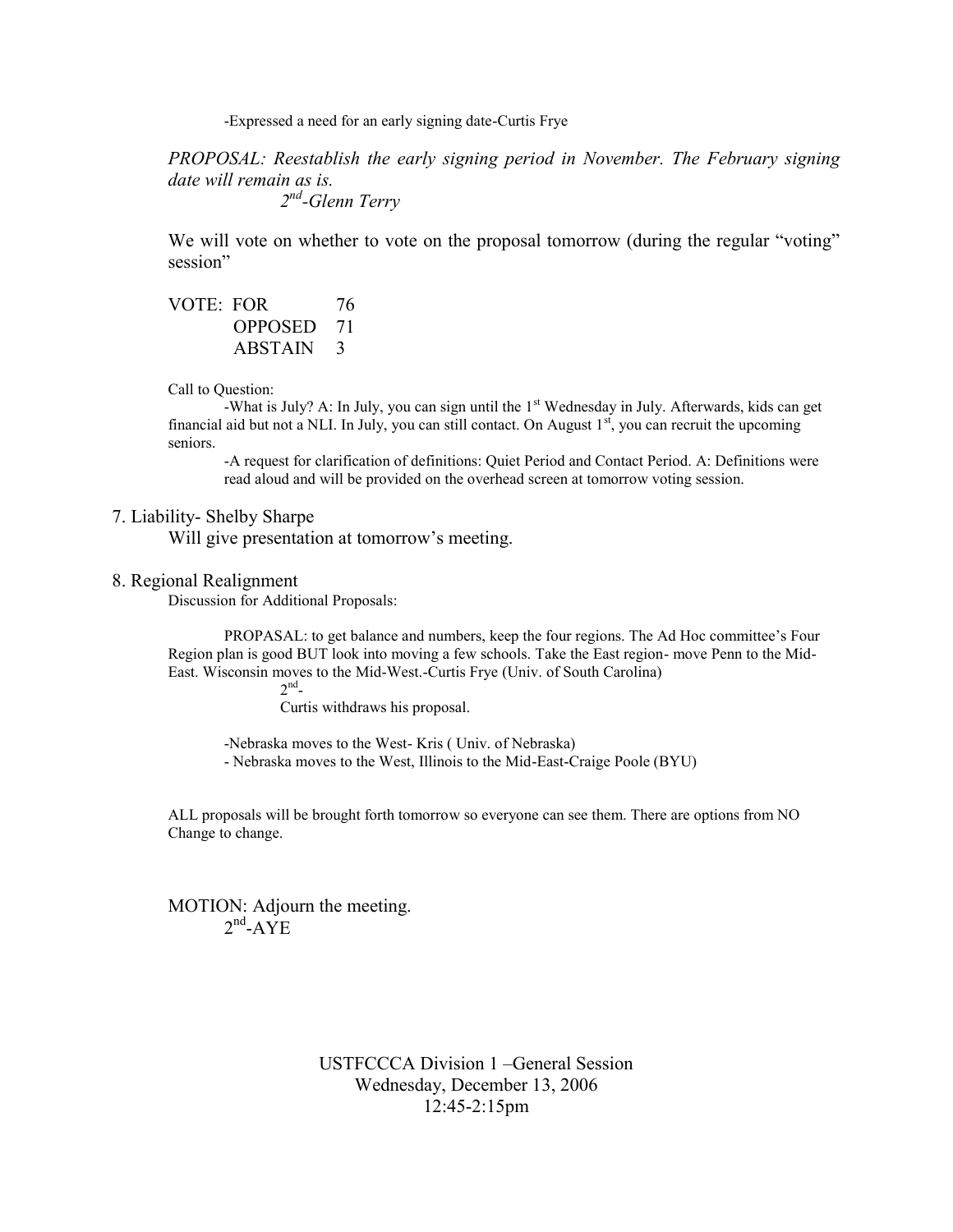-Expressed a need for an early signing date-Curtis Frye

*PROPOSAL: Reestablish the early signing period in November. The February signing date will remain as is.*

*2nd-Glenn Terry*

We will vote on whether to vote on the proposal tomorrow (during the regular "voting" session"

| | |
|---|---|
| VOTE: FOR | 76 |
| OPPOSED | 71 |
| ABSTAIN | 3 |

Call to Question:

-What is July? A: In July, you can sign until the 1st Wednesday in July. Afterwards, kids can get financial aid but not a NLI. In July, you can still contact. On August 1st, you can recruit the upcoming seniors.

-A request for clarification of definitions: Quiet Period and Contact Period. A: Definitions were read aloud and will be provided on the overhead screen at tomorrow voting session.

7. Liability- Shelby Sharpe

Will give presentation at tomorrow's meeting.

8. Regional Realignment

Discussion for Additional Proposals:

PROPASAL: to get balance and numbers, keep the four regions. The Ad Hoc committee's Four Region plan is good BUT look into moving a few schools. Take the East region- move Penn to the Mid-East. Wisconsin moves to the Mid-West.-Curtis Frye (Univ. of South Carolina)

2nd-

Curtis withdraws his proposal.

-Nebraska moves to the West- Kris ( Univ. of Nebraska)

- Nebraska moves to the West, Illinois to the Mid-East-Craige Poole (BYU)

ALL proposals will be brought forth tomorrow so everyone can see them. There are options from NO Change to change.

MOTION: Adjourn the meeting.

2nd-AYE

USTFCCCA Division 1 –General Session
Wednesday, December 13, 2006
12:45-2:15pm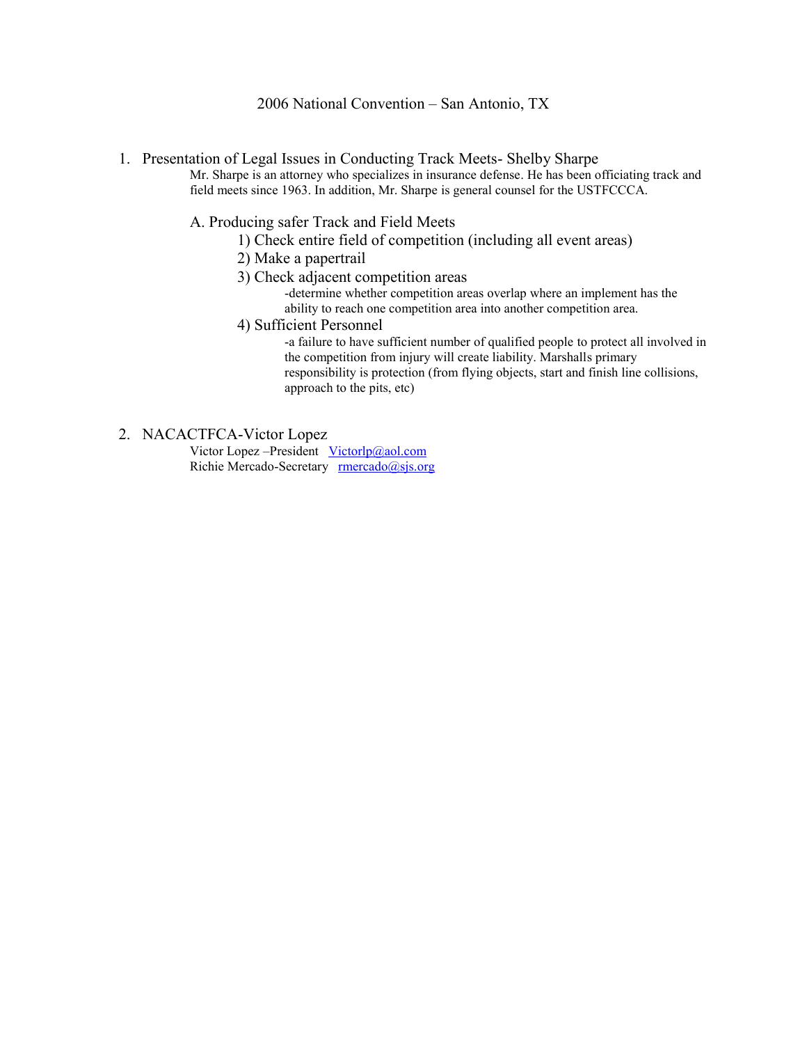# 2006 National Convention – San Antonio, TX

1. Presentation of Legal Issues in Conducting Track Meets- Shelby Sharpe

   Mr. Sharpe is an attorney who specializes in insurance defense. He has been officiating track and field meets since 1963. In addition, Mr. Sharpe is general counsel for the USTFCCCA.

   A. Producing safer Track and Field Meets

   1) Check entire field of competition (including all event areas)

   2) Make a papertrail

   3) Check adjacent competition areas

      -determine whether competition areas overlap where an implement has the ability to reach one competition area into another competition area.

   4) Sufficient Personnel

      -a failure to have sufficient number of qualified people to protect all involved in the competition from injury will create liability. Marshalls primary responsibility is protection (from flying objects, start and finish line collisions, approach to the pits, etc)

2. NACACTFCA-Victor Lopez

   Victor Lopez –President Victorlp@aol.com

   Richie Mercado-Secretary rmercado@sjs.org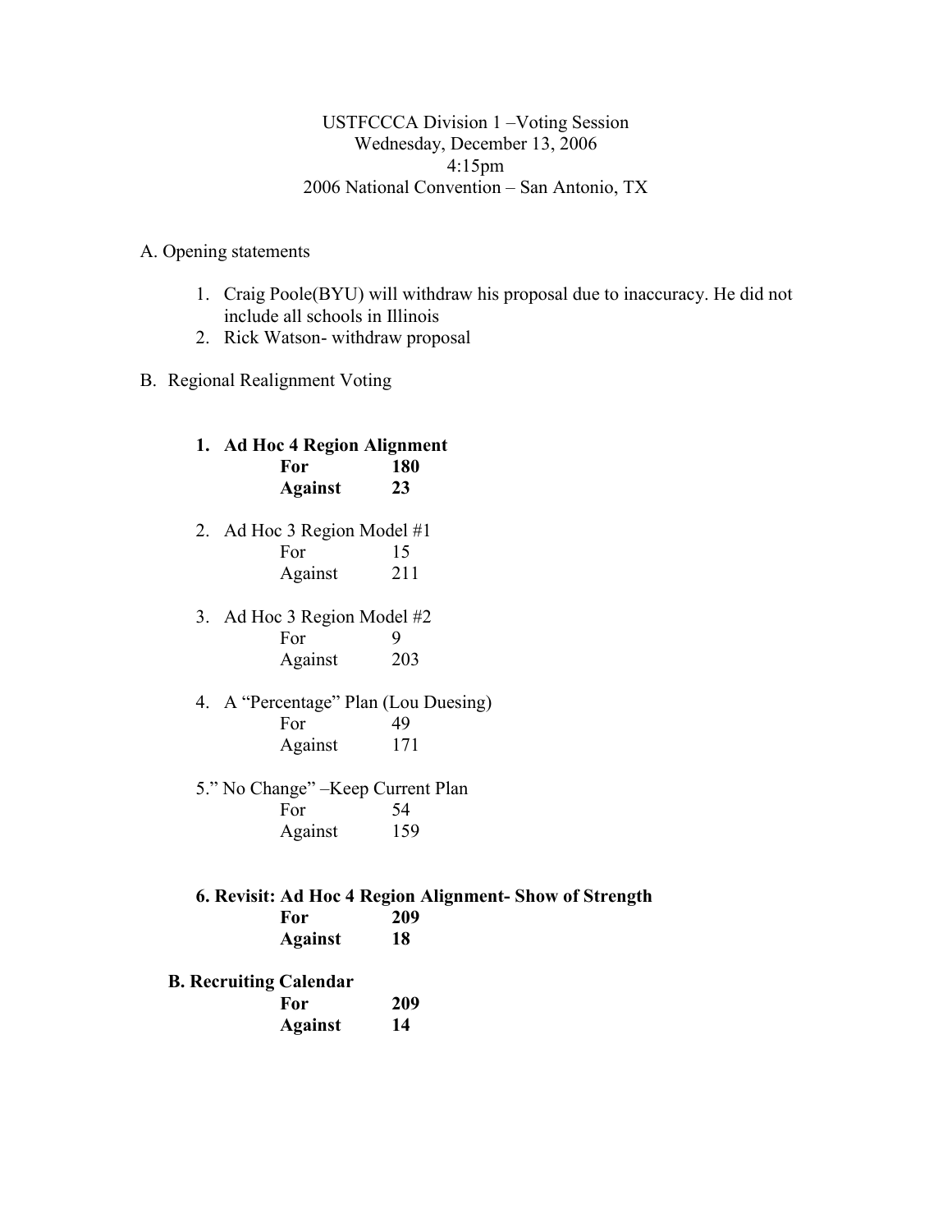USTFCCCA Division 1 –Voting Session
Wednesday, December 13, 2006
4:15pm
2006 National Convention – San Antonio, TX

A. Opening statements

1. Craig Poole(BYU) will withdraw his proposal due to inaccuracy. He did not include all schools in Illinois
2. Rick Watson- withdraw proposal

B. Regional Realignment Voting

**1. Ad Hoc 4 Region Alignment**

| | |
|---|---|
| **For** | **180** |
| **Against** | **23** |

2. Ad Hoc 3 Region Model #1

| | |
|---|---|
| For | 15 |
| Against | 211 |

3. Ad Hoc 3 Region Model #2

| | |
|---|---|
| For | 9 |
| Against | 203 |

4. A "Percentage" Plan (Lou Duesing)

| | |
|---|---|
| For | 49 |
| Against | 171 |

5." No Change" –Keep Current Plan

| | |
|---|---|
| For | 54 |
| Against | 159 |

**6. Revisit: Ad Hoc 4 Region Alignment- Show of Strength**

| | |
|---|---|
| **For** | **209** |
| **Against** | **18** |

**B. Recruiting Calendar**

| | |
|---|---|
| **For** | **209** |
| **Against** | **14** |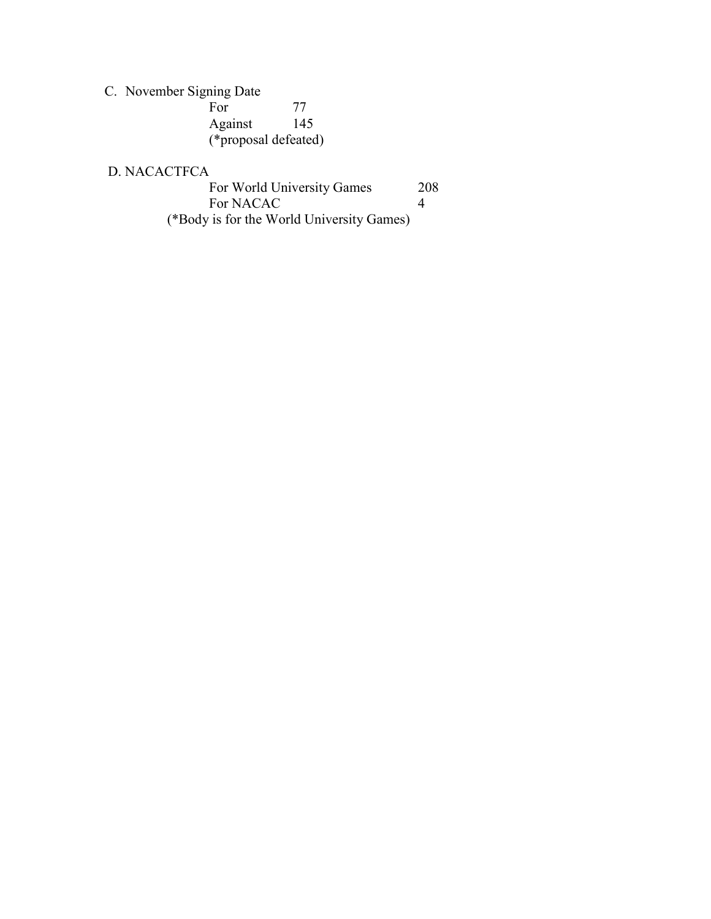C. November Signing Date

| | |
|---|---|
| For | 77 |
| Against | 145 |

(*proposal defeated)

D. NACACTFCA

| | |
|---|---|
| For World University Games | 208 |
| For NACAC | 4 |

(*Body is for the World University Games)